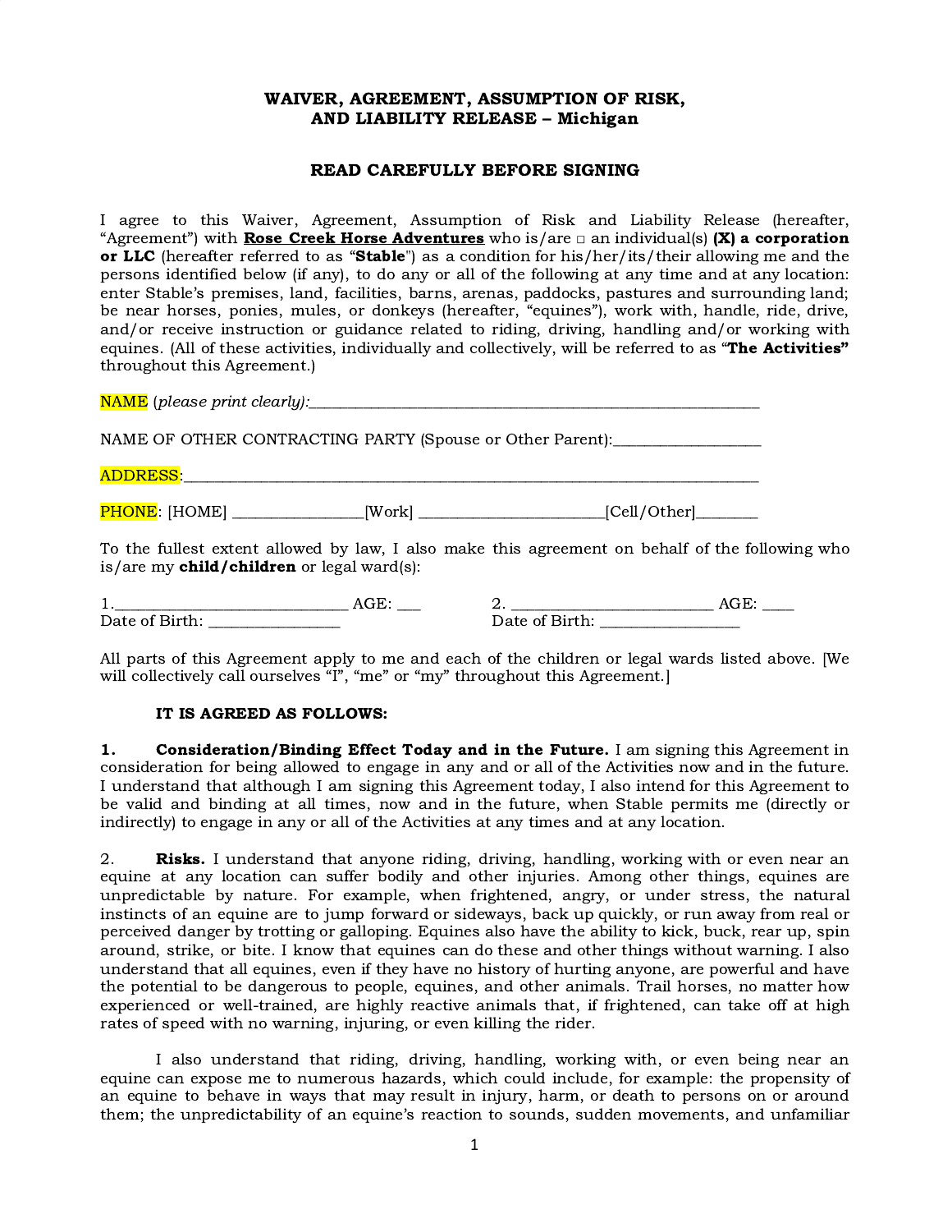**WAIVER, AGREEMENT, ASSUMPTION OF RISK, AND LIABILITY RELEASE – Michigan**

**READ CAREFULLY BEFORE SIGNING**

I agree to this Waiver, Agreement, Assumption of Risk and Liability Release (hereafter, "Agreement") with **Rose Creek Horse Adventures** who is/are □ an individual(s) **(X) a corporation or LLC** (hereafter referred to as "**Stable**") as a condition for his/her/its/their allowing me and the persons identified below (if any), to do any or all of the following at any time and at any location: enter Stable's premises, land, facilities, barns, arenas, paddocks, pastures and surrounding land; be near horses, ponies, mules, or donkeys (hereafter, "equines"), work with, handle, ride, drive, and/or receive instruction or guidance related to riding, driving, handling and/or working with equines. (All of these activities, individually and collectively, will be referred to as "**The Activities**" throughout this Agreement.)

NAME (*please print clearly*):____________________________________________________________

NAME OF OTHER CONTRACTING PARTY (Spouse or Other Parent):__________________

ADDRESS:___________________________________________________________________________

PHONE: [HOME] ________________[Work] _______________________[Cell/Other]________

To the fullest extent allowed by law, I also make this agreement on behalf of the following who is/are my **child/children** or legal ward(s):

1.____________________________ AGE: ___
Date of Birth: ________________

2. _________________________ AGE: ____
Date of Birth: _________________

All parts of this Agreement apply to me and each of the children or legal wards listed above. [We will collectively call ourselves "I", "me" or "my" throughout this Agreement.]

**IT IS AGREED AS FOLLOWS:**

**1. Consideration/Binding Effect Today and in the Future.** I am signing this Agreement in consideration for being allowed to engage in any and or all of the Activities now and in the future. I understand that although I am signing this Agreement today, I also intend for this Agreement to be valid and binding at all times, now and in the future, when Stable permits me (directly or indirectly) to engage in any or all of the Activities at any times and at any location.

2. **Risks.** I understand that anyone riding, driving, handling, working with or even near an equine at any location can suffer bodily and other injuries. Among other things, equines are unpredictable by nature. For example, when frightened, angry, or under stress, the natural instincts of an equine are to jump forward or sideways, back up quickly, or run away from real or perceived danger by trotting or galloping. Equines also have the ability to kick, buck, rear up, spin around, strike, or bite. I know that equines can do these and other things without warning. I also understand that all equines, even if they have no history of hurting anyone, are powerful and have the potential to be dangerous to people, equines, and other animals. Trail horses, no matter how experienced or well-trained, are highly reactive animals that, if frightened, can take off at high rates of speed with no warning, injuring, or even killing the rider.

I also understand that riding, driving, handling, working with, or even being near an equine can expose me to numerous hazards, which could include, for example: the propensity of an equine to behave in ways that may result in injury, harm, or death to persons on or around them; the unpredictability of an equine's reaction to sounds, sudden movements, and unfamiliar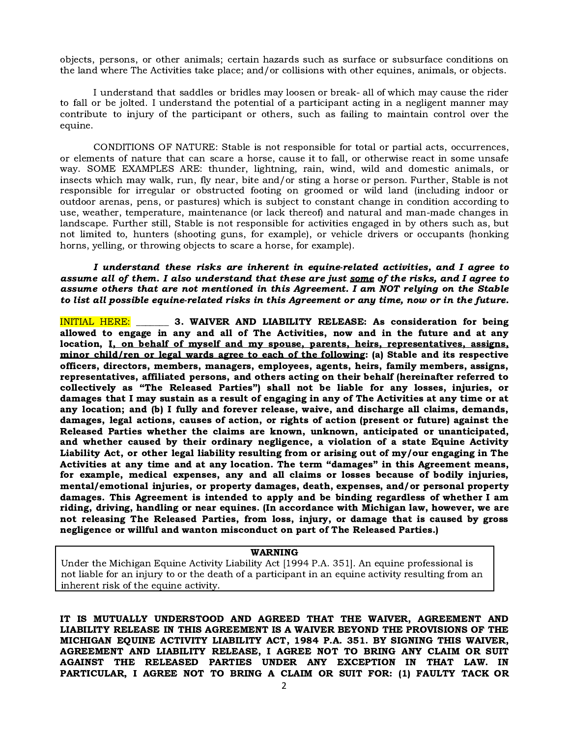objects, persons, or other animals; certain hazards such as surface or subsurface conditions on the land where The Activities take place; and/or collisions with other equines, animals, or objects.

I understand that saddles or bridles may loosen or break- all of which may cause the rider to fall or be jolted. I understand the potential of a participant acting in a negligent manner may contribute to injury of the participant or others, such as failing to maintain control over the equine.

CONDITIONS OF NATURE: Stable is not responsible for total or partial acts, occurrences, or elements of nature that can scare a horse, cause it to fall, or otherwise react in some unsafe way. SOME EXAMPLES ARE: thunder, lightning, rain, wind, wild and domestic animals, or insects which may walk, run, fly near, bite and/or sting a horse or person. Further, Stable is not responsible for irregular or obstructed footing on groomed or wild land (including indoor or outdoor arenas, pens, or pastures) which is subject to constant change in condition according to use, weather, temperature, maintenance (or lack thereof) and natural and man-made changes in landscape. Further still, Stable is not responsible for activities engaged in by others such as, but not limited to, hunters (shooting guns, for example), or vehicle drivers or occupants (honking horns, yelling, or throwing objects to scare a horse, for example).

***I understand these risks are inherent in equine-related activities, and I agree to assume all of them. I also understand that these are just <u>some</u> of the risks, and I agree to assume others that are not mentioned in this Agreement. I am NOT relying on the Stable to list all possible equine-related risks in this Agreement or any time, now or in the future.***

INITIAL HERE: _______ **3. WAIVER AND LIABILITY RELEASE: As consideration for being allowed to engage in any and all of The Activities, now and in the future and at any location, <u>I, on behalf of myself and my spouse, parents, heirs, representatives, assigns, minor child/ren or legal wards agree to each of the following</u>: (a) Stable and its respective officers, directors, members, managers, employees, agents, heirs, family members, assigns, representatives, affiliated persons, and others acting on their behalf (hereinafter referred to collectively as "The Released Parties") shall not be liable for any losses, injuries, or damages that I may sustain as a result of engaging in any of The Activities at any time or at any location; and (b) I fully and forever release, waive, and discharge all claims, demands, damages, legal actions, causes of action, or rights of action (present or future) against the Released Parties whether the claims are known, unknown, anticipated or unanticipated, and whether caused by their ordinary negligence, a violation of a state Equine Activity Liability Act, or other legal liability resulting from or arising out of my/our engaging in The Activities at any time and at any location. The term "damages" in this Agreement means, for example, medical expenses, any and all claims or losses because of bodily injuries, mental/emotional injuries, or property damages, death, expenses, and/or personal property damages. This Agreement is intended to apply and be binding regardless of whether I am riding, driving, handling or near equines. (In accordance with Michigan law, however, we are not releasing The Released Parties, from loss, injury, or damage that is caused by gross negligence or willful and wanton misconduct on part of The Released Parties.)**

**WARNING**

Under the Michigan Equine Activity Liability Act [1994 P.A. 351]. An equine professional is not liable for an injury to or the death of a participant in an equine activity resulting from an inherent risk of the equine activity.

**IT IS MUTUALLY UNDERSTOOD AND AGREED THAT THE WAIVER, AGREEMENT AND LIABILITY RELEASE IN THIS AGREEMENT IS A WAIVER BEYOND THE PROVISIONS OF THE MICHIGAN EQUINE ACTIVITY LIABILITY ACT, 1984 P.A. 351. BY SIGNING THIS WAIVER, AGREEMENT AND LIABILITY RELEASE, I AGREE NOT TO BRING ANY CLAIM OR SUIT AGAINST THE RELEASED PARTIES UNDER ANY EXCEPTION IN THAT LAW. IN PARTICULAR, I AGREE NOT TO BRING A CLAIM OR SUIT FOR: (1) FAULTY TACK OR**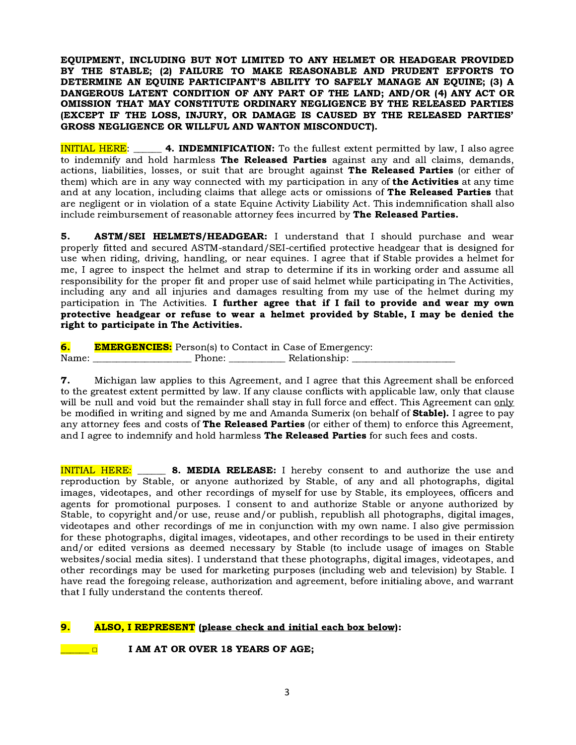**EQUIPMENT, INCLUDING BUT NOT LIMITED TO ANY HELMET OR HEADGEAR PROVIDED BY THE STABLE; (2) FAILURE TO MAKE REASONABLE AND PRUDENT EFFORTS TO DETERMINE AN EQUINE PARTICIPANT'S ABILITY TO SAFELY MANAGE AN EQUINE; (3) A DANGEROUS LATENT CONDITION OF ANY PART OF THE LAND; AND/OR (4) ANY ACT OR OMISSION THAT MAY CONSTITUTE ORDINARY NEGLIGENCE BY THE RELEASED PARTIES (EXCEPT IF THE LOSS, INJURY, OR DAMAGE IS CAUSED BY THE RELEASED PARTIES' GROSS NEGLIGENCE OR WILLFUL AND WANTON MISCONDUCT).**

INITIAL HERE: ______ **4. INDEMNIFICATION:** To the fullest extent permitted by law, I also agree to indemnify and hold harmless **The Released Parties** against any and all claims, demands, actions, liabilities, losses, or suit that are brought against **The Released Parties** (or either of them) which are in any way connected with my participation in any of **the Activities** at any time and at any location, including claims that allege acts or omissions of **The Released Parties** that are negligent or in violation of a state Equine Activity Liability Act. This indemnification shall also include reimbursement of reasonable attorney fees incurred by **The Released Parties.**

**5. ASTM/SEI HELMETS/HEADGEAR:** I understand that I should purchase and wear properly fitted and secured ASTM-standard/SEI-certified protective headgear that is designed for use when riding, driving, handling, or near equines. I agree that if Stable provides a helmet for me, I agree to inspect the helmet and strap to determine if its in working order and assume all responsibility for the proper fit and proper use of said helmet while participating in The Activities, including any and all injuries and damages resulting from my use of the helmet during my participation in The Activities. **I further agree that if I fail to provide and wear my own protective headgear or refuse to wear a helmet provided by Stable, I may be denied the right to participate in The Activities.**

**6. EMERGENCIES:** Person(s) to Contact in Case of Emergency:
Name: ____________________ Phone: ___________ Relationship: _____________________

**7.** Michigan law applies to this Agreement, and I agree that this Agreement shall be enforced to the greatest extent permitted by law. If any clause conflicts with applicable law, only that clause will be null and void but the remainder shall stay in full force and effect. This Agreement can only be modified in writing and signed by me and Amanda Sumerix (on behalf of **Stable).** I agree to pay any attorney fees and costs of **The Released Parties** (or either of them) to enforce this Agreement, and I agree to indemnify and hold harmless **The Released Parties** for such fees and costs.

INITIAL HERE: ______ **8. MEDIA RELEASE:** I hereby consent to and authorize the use and reproduction by Stable, or anyone authorized by Stable, of any and all photographs, digital images, videotapes, and other recordings of myself for use by Stable, its employees, officers and agents for promotional purposes. I consent to and authorize Stable or anyone authorized by Stable, to copyright and/or use, reuse and/or publish, republish all photographs, digital images, videotapes and other recordings of me in conjunction with my own name. I also give permission for these photographs, digital images, videotapes, and other recordings to be used in their entirety and/or edited versions as deemed necessary by Stable (to include usage of images on Stable websites/social media sites). I understand that these photographs, digital images, videotapes, and other recordings may be used for marketing purposes (including web and television) by Stable. I have read the foregoing release, authorization and agreement, before initialing above, and warrant that I fully understand the contents thereof.

**9. ALSO, I REPRESENT** (**please check and initial each box below**):

______ □ **I AM AT OR OVER 18 YEARS OF AGE;**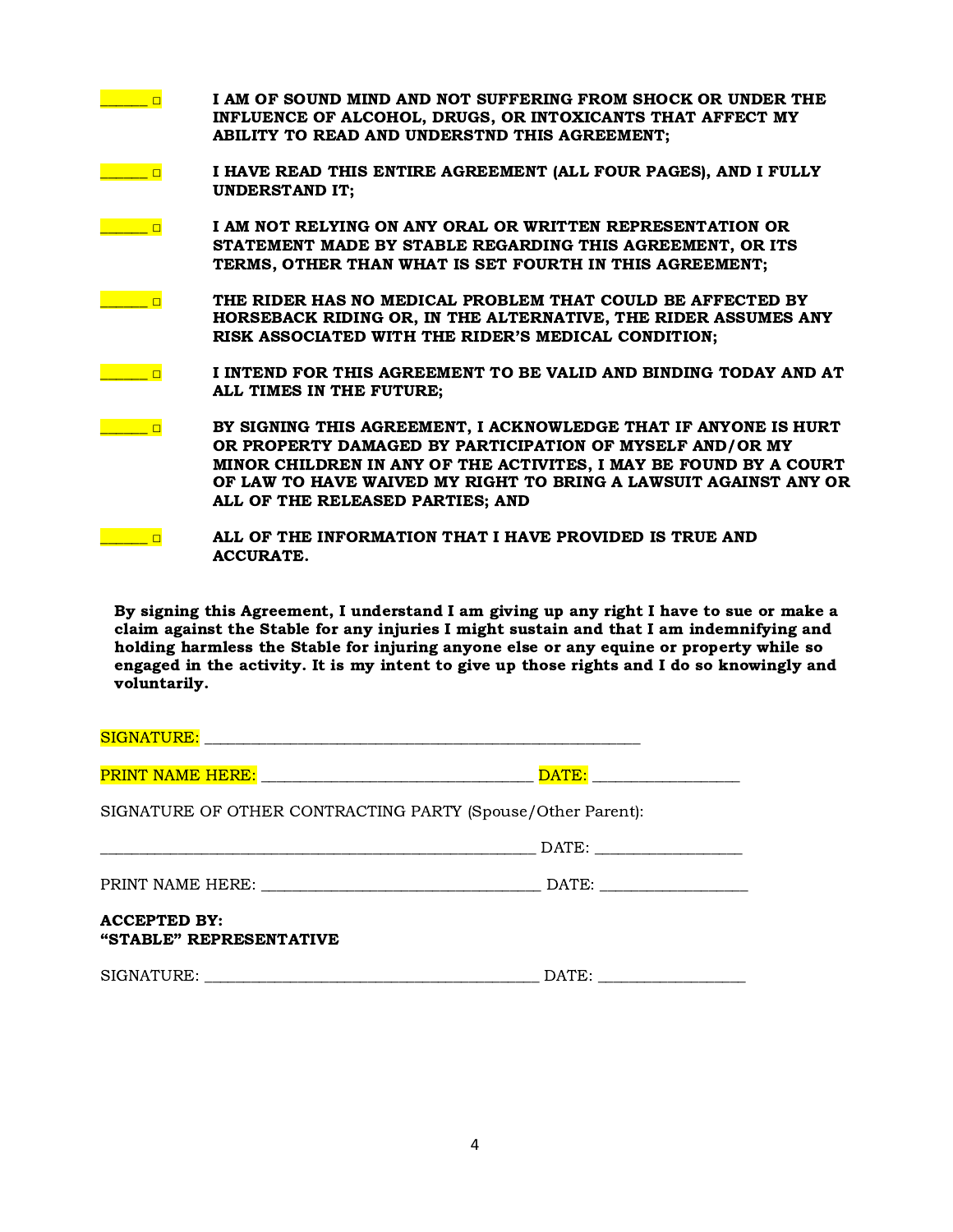______ ☐ **I AM OF SOUND MIND AND NOT SUFFERING FROM SHOCK OR UNDER THE INFLUENCE OF ALCOHOL, DRUGS, OR INTOXICANTS THAT AFFECT MY ABILITY TO READ AND UNDERSTND THIS AGREEMENT;**

______ ☐ **I HAVE READ THIS ENTIRE AGREEMENT (ALL FOUR PAGES), AND I FULLY UNDERSTAND IT;**

______ ☐ **I AM NOT RELYING ON ANY ORAL OR WRITTEN REPRESENTATION OR STATEMENT MADE BY STABLE REGARDING THIS AGREEMENT, OR ITS TERMS, OTHER THAN WHAT IS SET FOURTH IN THIS AGREEMENT;**

______ ☐ **THE RIDER HAS NO MEDICAL PROBLEM THAT COULD BE AFFECTED BY HORSEBACK RIDING OR, IN THE ALTERNATIVE, THE RIDER ASSUMES ANY RISK ASSOCIATED WITH THE RIDER'S MEDICAL CONDITION;**

______ ☐ **I INTEND FOR THIS AGREEMENT TO BE VALID AND BINDING TODAY AND AT ALL TIMES IN THE FUTURE;**

______ ☐ **BY SIGNING THIS AGREEMENT, I ACKNOWLEDGE THAT IF ANYONE IS HURT OR PROPERTY DAMAGED BY PARTICIPATION OF MYSELF AND/OR MY MINOR CHILDREN IN ANY OF THE ACTIVITES, I MAY BE FOUND BY A COURT OF LAW TO HAVE WAIVED MY RIGHT TO BRING A LAWSUIT AGAINST ANY OR ALL OF THE RELEASED PARTIES; AND**

______ ☐ **ALL OF THE INFORMATION THAT I HAVE PROVIDED IS TRUE AND ACCURATE.**

**By signing this Agreement, I understand I am giving up any right I have to sue or make a claim against the Stable for any injuries I might sustain and that I am indemnifying and holding harmless the Stable for injuring anyone else or any equine or property while so engaged in the activity. It is my intent to give up those rights and I do so knowingly and voluntarily.**

SIGNATURE: ____________________________________________________

PRINT NAME HERE: _________________________________ DATE: __________________

SIGNATURE OF OTHER CONTRACTING PARTY (Spouse/Other Parent):

_____________________________________________________ DATE: __________________

PRINT NAME HERE: __________________________________ DATE: __________________

**ACCEPTED BY:**
**"STABLE" REPRESENTATIVE**

SIGNATURE: _________________________________________ DATE: __________________